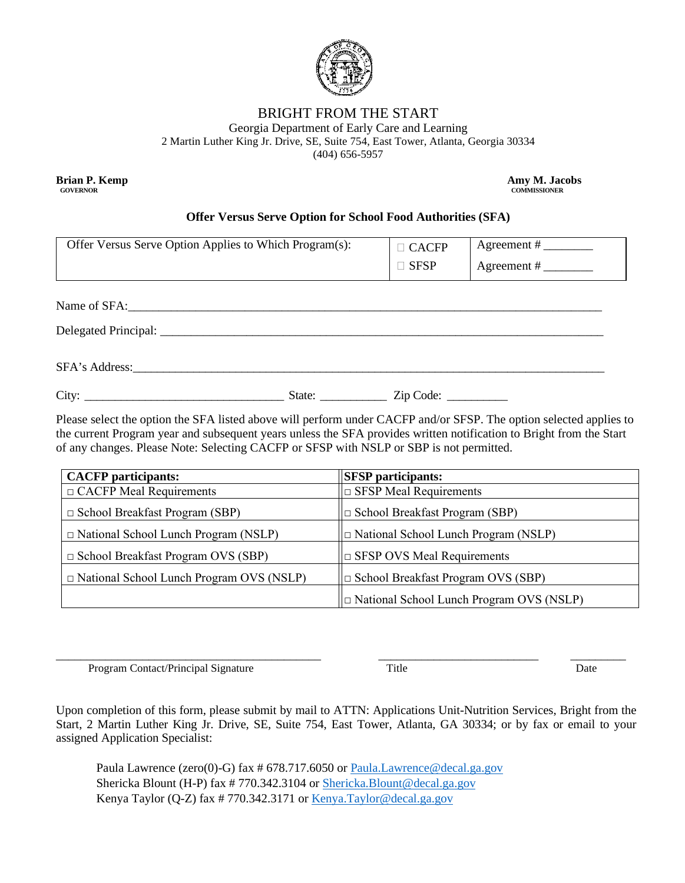# BRIGHT FROM THE START

Georgia Department of Early Care and Learning
2 Martin Luther King Jr. Drive, SE, Suite 754, East Tower, Atlanta, Georgia 30334
(404) 656-5957

**Brian P. Kemp**
**GOVERNOR**

**Amy M. Jacobs**
**COMMISSIONER**

## Offer Versus Serve Option for School Food Authorities (SFA)

| Offer Versus Serve Option Applies to Which Program(s): | ☐ CACFP | Agreement # ________ |
|---|---|---|
| | ☐ SFSP | Agreement # ________ |

Name of SFA:_______________________________________________________________________________

Delegated Principal: ____________________________________________________________________________

SFA's Address:______________________________________________________________________________

City: _________________________________ State: ___________ Zip Code: __________

Please select the option the SFA listed above will perform under CACFP and/or SFSP. The option selected applies to the current Program year and subsequent years unless the SFA provides written notification to Bright from the Start of any changes. Please Note: Selecting CACFP or SFSP with NSLP or SBP is not permitted.

| **CACFP participants:** | **SFSP participants:** |
|---|---|
| □ CACFP Meal Requirements | □ SFSP Meal Requirements |
| □ School Breakfast Program (SBP) | □ School Breakfast Program (SBP) |
| □ National School Lunch Program (NSLP) | □ National School Lunch Program (NSLP) |
| □ School Breakfast Program OVS (SBP) | □ SFSP OVS Meal Requirements |
| □ National School Lunch Program OVS (NSLP) | □ School Breakfast Program OVS (SBP) |
| | □ National School Lunch Program OVS (NSLP) |

_____________________________________________ ___________________________ __________
Program Contact/Principal Signature Title Date

Upon completion of this form, please submit by mail to ATTN: Applications Unit-Nutrition Services, Bright from the Start, 2 Martin Luther King Jr. Drive, SE, Suite 754, East Tower, Atlanta, GA 30334; or by fax or email to your assigned Application Specialist:

Paula Lawrence (zero(0)-G) fax # 678.717.6050 or Paula.Lawrence@decal.ga.gov
Shericka Blount (H-P) fax # 770.342.3104 or Shericka.Blount@decal.ga.gov
Kenya Taylor (Q-Z) fax # 770.342.3171 or Kenya.Taylor@decal.ga.gov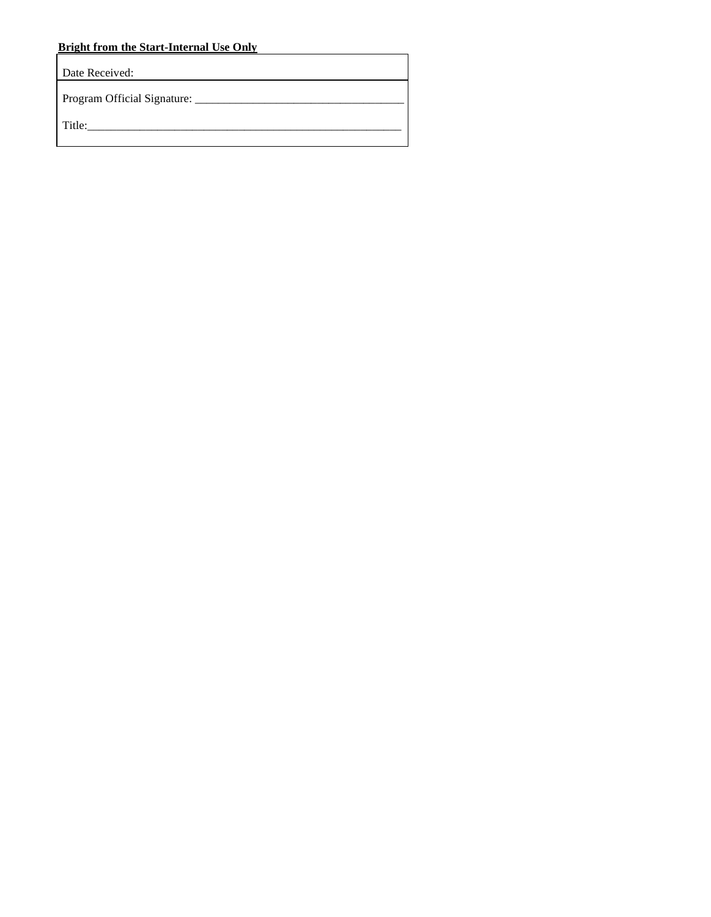**Bright from the Start-Internal Use Only**

| |
|---|
| Date Received: |
| Program Official Signature: ___________________________________ |
| Title:_______________________________________________________ |